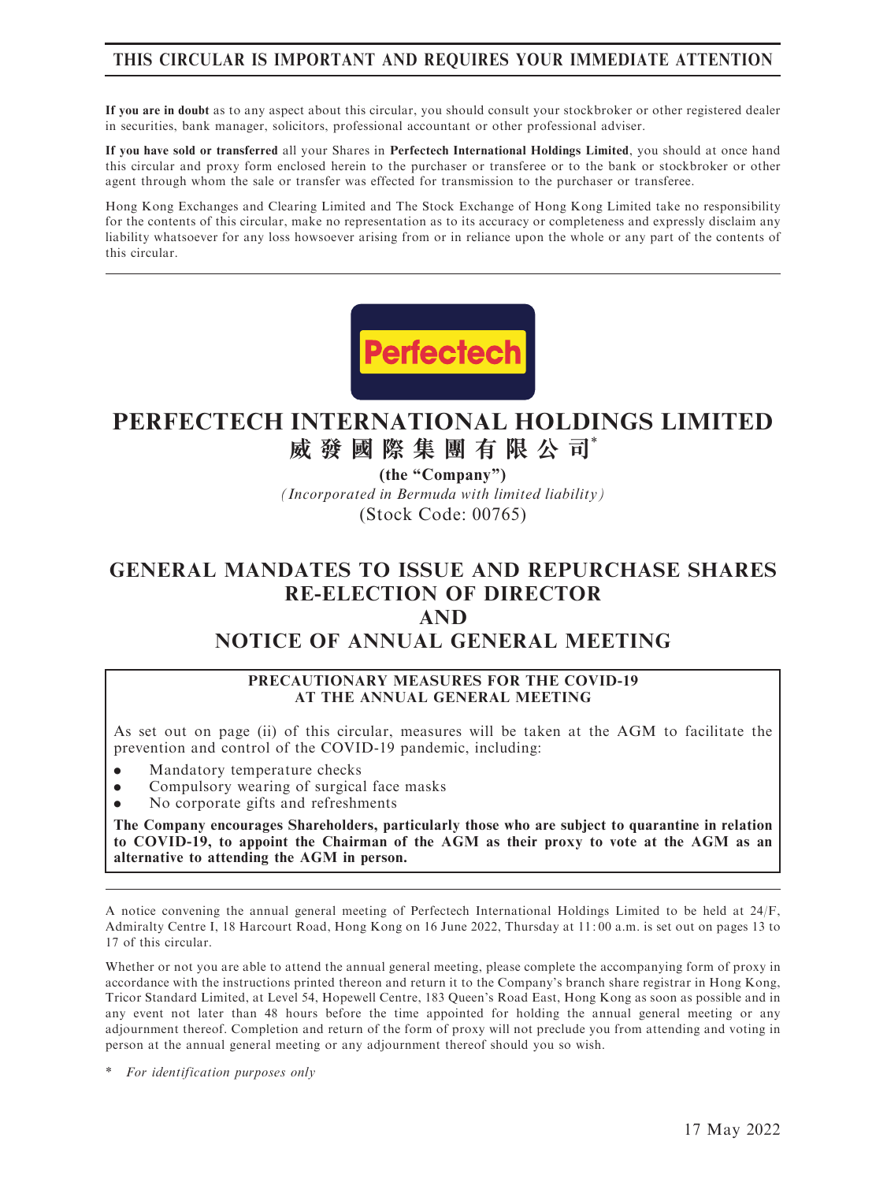**THIS CIRCULAR IS IMPORTANT AND REQUIRES YOUR IMMEDIATE ATTENTION**

**If you are in doubt** as to any aspect about this circular, you should consult your stockbroker or other registered dealer in securities, bank manager, solicitors, professional accountant or other professional adviser.

**If you have sold or transferred** all your Shares in **Perfectech International Holdings Limited**, you should at once hand this circular and proxy form enclosed herein to the purchaser or transferee or to the bank or stockbroker or other agent through whom the sale or transfer was effected for transmission to the purchaser or transferee.

Hong Kong Exchanges and Clearing Limited and The Stock Exchange of Hong Kong Limited take no responsibility for the contents of this circular, make no representation as to its accuracy or completeness and expressly disclaim any liability whatsoever for any loss howsoever arising from or in reliance upon the whole or any part of the contents of this circular.

Perfectech

# PERFECTECH INTERNATIONAL HOLDINGS LIMITED
# 威發國際集團有限公司*

**(the "Company")**

*(Incorporated in Bermuda with limited liability)*

(Stock Code: 00765)

# GENERAL MANDATES TO ISSUE AND REPURCHASE SHARES
# RE-ELECTION OF DIRECTOR
# AND
# NOTICE OF ANNUAL GENERAL MEETING

**PRECAUTIONARY MEASURES FOR THE COVID-19 AT THE ANNUAL GENERAL MEETING**

As set out on page (ii) of this circular, measures will be taken at the AGM to facilitate the prevention and control of the COVID-19 pandemic, including:

- Mandatory temperature checks
- Compulsory wearing of surgical face masks
- No corporate gifts and refreshments

**The Company encourages Shareholders, particularly those who are subject to quarantine in relation to COVID-19, to appoint the Chairman of the AGM as their proxy to vote at the AGM as an alternative to attending the AGM in person.**

A notice convening the annual general meeting of Perfectech International Holdings Limited to be held at 24/F, Admiralty Centre I, 18 Harcourt Road, Hong Kong on 16 June 2022, Thursday at 11:00 a.m. is set out on pages 13 to 17 of this circular.

Whether or not you are able to attend the annual general meeting, please complete the accompanying form of proxy in accordance with the instructions printed thereon and return it to the Company's branch share registrar in Hong Kong, Tricor Standard Limited, at Level 54, Hopewell Centre, 183 Queen's Road East, Hong Kong as soon as possible and in any event not later than 48 hours before the time appointed for holding the annual general meeting or any adjournment thereof. Completion and return of the form of proxy will not preclude you from attending and voting in person at the annual general meeting or any adjournment thereof should you so wish.

\* *For identification purposes only*

17 May 2022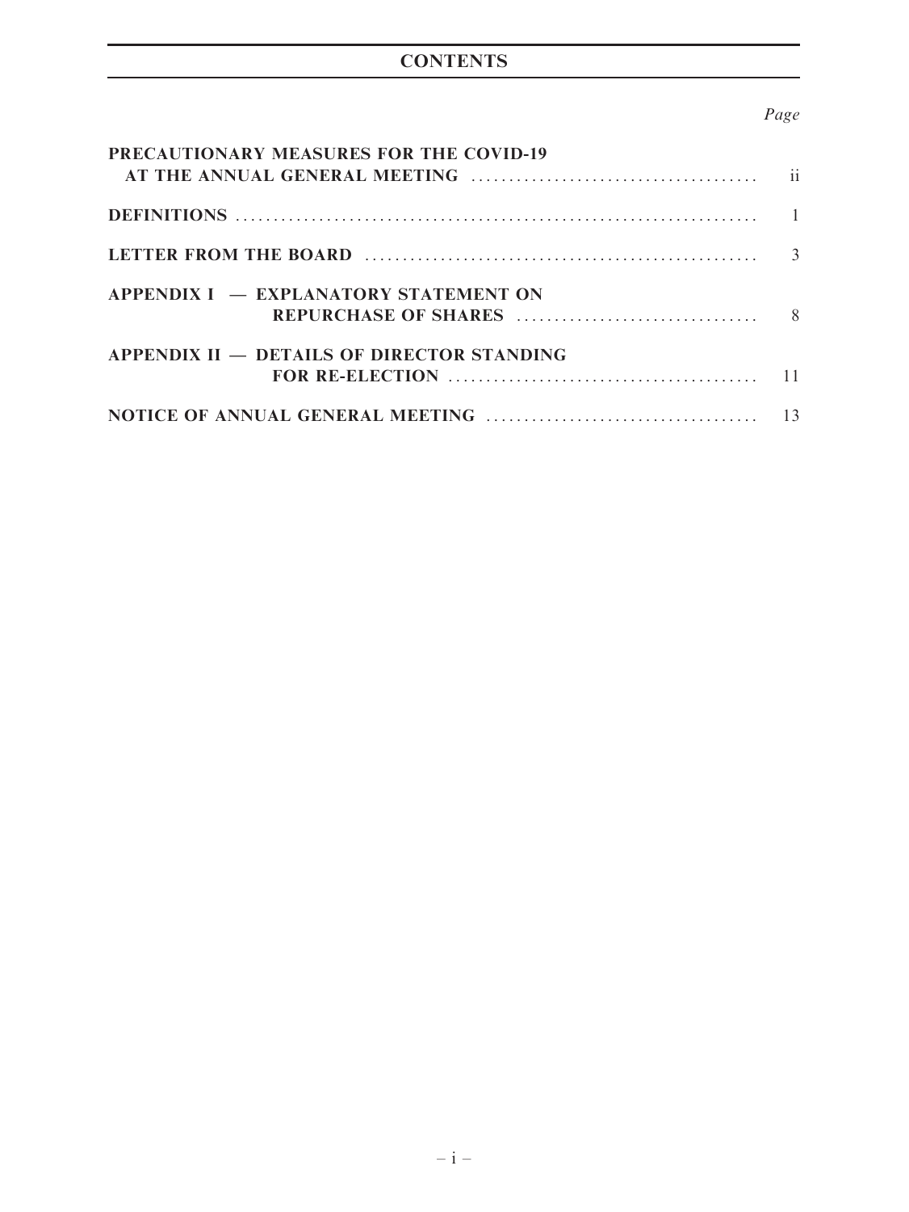# CONTENTS

| | Page |
|---|---|
| **PRECAUTIONARY MEASURES FOR THE COVID-19 AT THE ANNUAL GENERAL MEETING** | ii |
| **DEFINITIONS** | 1 |
| **LETTER FROM THE BOARD** | 3 |
| **APPENDIX I — EXPLANATORY STATEMENT ON REPURCHASE OF SHARES** | 8 |
| **APPENDIX II — DETAILS OF DIRECTOR STANDING FOR RE-ELECTION** | 11 |
| **NOTICE OF ANNUAL GENERAL MEETING** | 13 |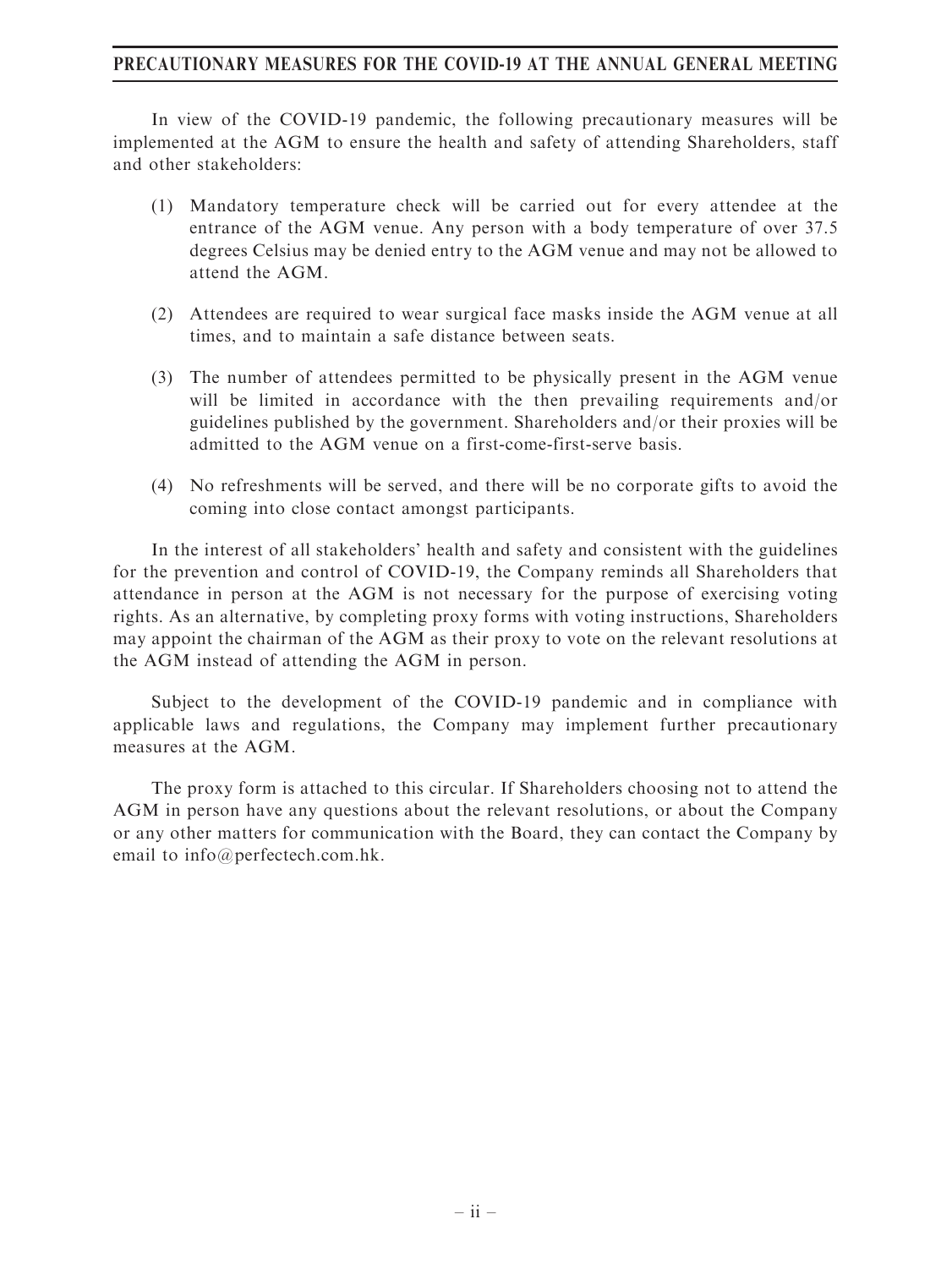# PRECAUTIONARY MEASURES FOR THE COVID-19 AT THE ANNUAL GENERAL MEETING

In view of the COVID-19 pandemic, the following precautionary measures will be implemented at the AGM to ensure the health and safety of attending Shareholders, staff and other stakeholders:

(1) Mandatory temperature check will be carried out for every attendee at the entrance of the AGM venue. Any person with a body temperature of over 37.5 degrees Celsius may be denied entry to the AGM venue and may not be allowed to attend the AGM.

(2) Attendees are required to wear surgical face masks inside the AGM venue at all times, and to maintain a safe distance between seats.

(3) The number of attendees permitted to be physically present in the AGM venue will be limited in accordance with the then prevailing requirements and/or guidelines published by the government. Shareholders and/or their proxies will be admitted to the AGM venue on a first-come-first-serve basis.

(4) No refreshments will be served, and there will be no corporate gifts to avoid the coming into close contact amongst participants.

In the interest of all stakeholders' health and safety and consistent with the guidelines for the prevention and control of COVID-19, the Company reminds all Shareholders that attendance in person at the AGM is not necessary for the purpose of exercising voting rights. As an alternative, by completing proxy forms with voting instructions, Shareholders may appoint the chairman of the AGM as their proxy to vote on the relevant resolutions at the AGM instead of attending the AGM in person.

Subject to the development of the COVID-19 pandemic and in compliance with applicable laws and regulations, the Company may implement further precautionary measures at the AGM.

The proxy form is attached to this circular. If Shareholders choosing not to attend the AGM in person have any questions about the relevant resolutions, or about the Company or any other matters for communication with the Board, they can contact the Company by email to info@perfectech.com.hk.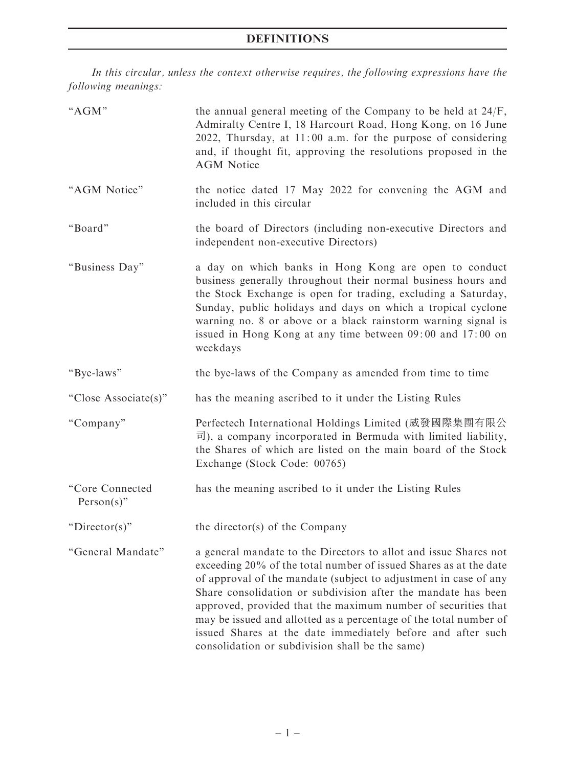# DEFINITIONS

*In this circular, unless the context otherwise requires, the following expressions have the following meanings:*

| | |
|---|---|
| "AGM" | the annual general meeting of the Company to be held at 24/F, Admiralty Centre I, 18 Harcourt Road, Hong Kong, on 16 June 2022, Thursday, at 11:00 a.m. for the purpose of considering and, if thought fit, approving the resolutions proposed in the AGM Notice |
| "AGM Notice" | the notice dated 17 May 2022 for convening the AGM and included in this circular |
| "Board" | the board of Directors (including non-executive Directors and independent non-executive Directors) |
| "Business Day" | a day on which banks in Hong Kong are open to conduct business generally throughout their normal business hours and the Stock Exchange is open for trading, excluding a Saturday, Sunday, public holidays and days on which a tropical cyclone warning no. 8 or above or a black rainstorm warning signal is issued in Hong Kong at any time between 09:00 and 17:00 on weekdays |
| "Bye-laws" | the bye-laws of the Company as amended from time to time |
| "Close Associate(s)" | has the meaning ascribed to it under the Listing Rules |
| "Company" | Perfectech International Holdings Limited (威發國際集團有限公司), a company incorporated in Bermuda with limited liability, the Shares of which are listed on the main board of the Stock Exchange (Stock Code: 00765) |
| "Core Connected Person(s)" | has the meaning ascribed to it under the Listing Rules |
| "Director(s)" | the director(s) of the Company |
| "General Mandate" | a general mandate to the Directors to allot and issue Shares not exceeding 20% of the total number of issued Shares as at the date of approval of the mandate (subject to adjustment in case of any Share consolidation or subdivision after the mandate has been approved, provided that the maximum number of securities that may be issued and allotted as a percentage of the total number of issued Shares at the date immediately before and after such consolidation or subdivision shall be the same) |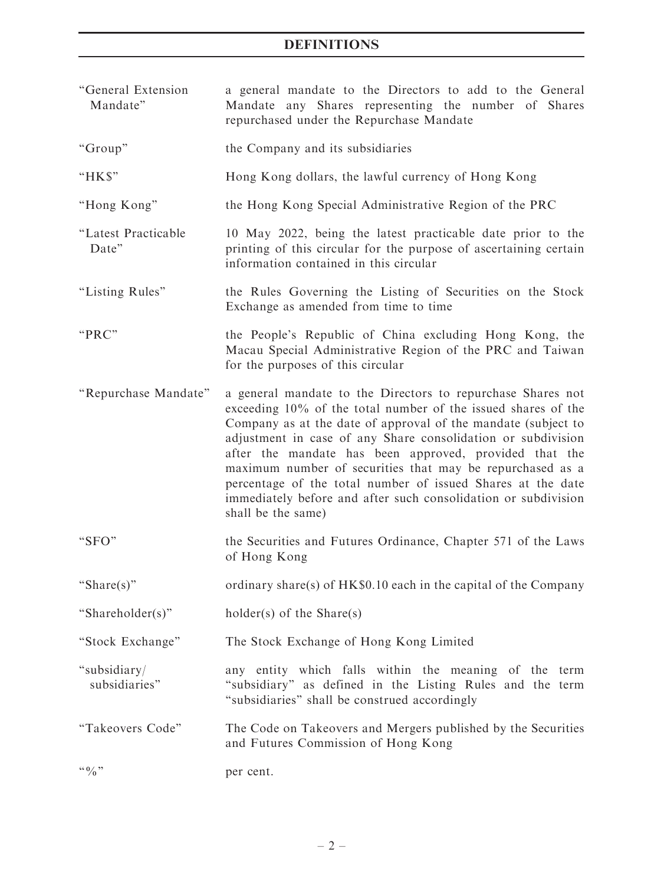# DEFINITIONS

| | |
|---|---|
| "General Extension Mandate" | a general mandate to the Directors to add to the General Mandate any Shares representing the number of Shares repurchased under the Repurchase Mandate |
| "Group" | the Company and its subsidiaries |
| "HK$" | Hong Kong dollars, the lawful currency of Hong Kong |
| "Hong Kong" | the Hong Kong Special Administrative Region of the PRC |
| "Latest Practicable Date" | 10 May 2022, being the latest practicable date prior to the printing of this circular for the purpose of ascertaining certain information contained in this circular |
| "Listing Rules" | the Rules Governing the Listing of Securities on the Stock Exchange as amended from time to time |
| "PRC" | the People's Republic of China excluding Hong Kong, the Macau Special Administrative Region of the PRC and Taiwan for the purposes of this circular |
| "Repurchase Mandate" | a general mandate to the Directors to repurchase Shares not exceeding 10% of the total number of the issued shares of the Company as at the date of approval of the mandate (subject to adjustment in case of any Share consolidation or subdivision after the mandate has been approved, provided that the maximum number of securities that may be repurchased as a percentage of the total number of issued Shares at the date immediately before and after such consolidation or subdivision shall be the same) |
| "SFO" | the Securities and Futures Ordinance, Chapter 571 of the Laws of Hong Kong |
| "Share(s)" | ordinary share(s) of HK$0.10 each in the capital of the Company |
| "Shareholder(s)" | holder(s) of the Share(s) |
| "Stock Exchange" | The Stock Exchange of Hong Kong Limited |
| "subsidiary/ subsidiaries" | any entity which falls within the meaning of the term "subsidiary" as defined in the Listing Rules and the term "subsidiaries" shall be construed accordingly |
| "Takeovers Code" | The Code on Takeovers and Mergers published by the Securities and Futures Commission of Hong Kong |
| "%" | per cent. |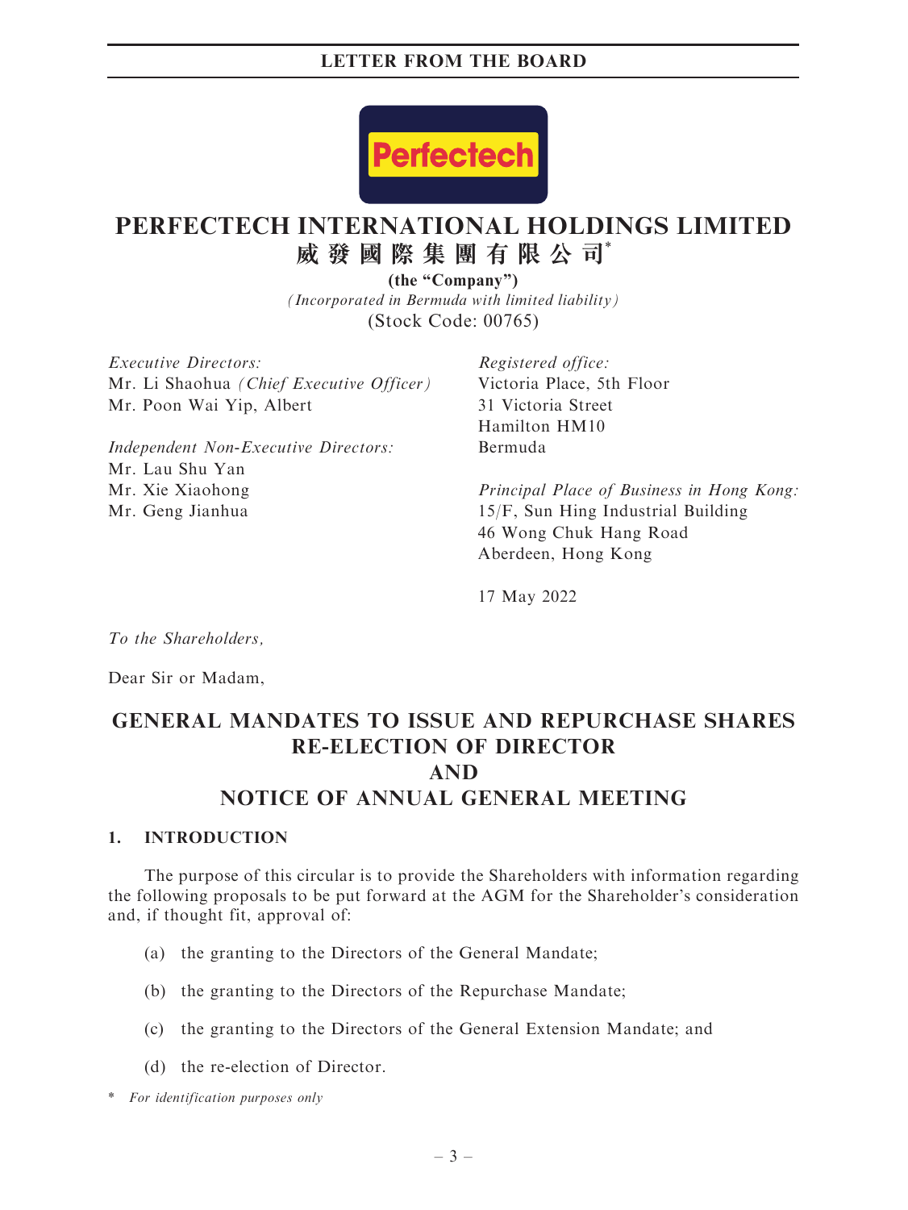# PERFECTECH INTERNATIONAL HOLDINGS LIMITED

# 威發國際集團有限公司*

**(the "Company")**

*(Incorporated in Bermuda with limited liability)*

(Stock Code: 00765)

*Executive Directors:*
Mr. Li Shaohua *(Chief Executive Officer)*
Mr. Poon Wai Yip, Albert

*Independent Non-Executive Directors:*
Mr. Lau Shu Yan
Mr. Xie Xiaohong
Mr. Geng Jianhua

*Registered office:*
Victoria Place, 5th Floor
31 Victoria Street
Hamilton HM10
Bermuda

*Principal Place of Business in Hong Kong:*
15/F, Sun Hing Industrial Building
46 Wong Chuk Hang Road
Aberdeen, Hong Kong

17 May 2022

*To the Shareholders,*

Dear Sir or Madam,

## GENERAL MANDATES TO ISSUE AND REPURCHASE SHARES RE-ELECTION OF DIRECTOR AND NOTICE OF ANNUAL GENERAL MEETING

### 1. INTRODUCTION

The purpose of this circular is to provide the Shareholders with information regarding the following proposals to be put forward at the AGM for the Shareholder's consideration and, if thought fit, approval of:

(a) the granting to the Directors of the General Mandate;

(b) the granting to the Directors of the Repurchase Mandate;

(c) the granting to the Directors of the General Extension Mandate; and

(d) the re-election of Director.

\* *For identification purposes only*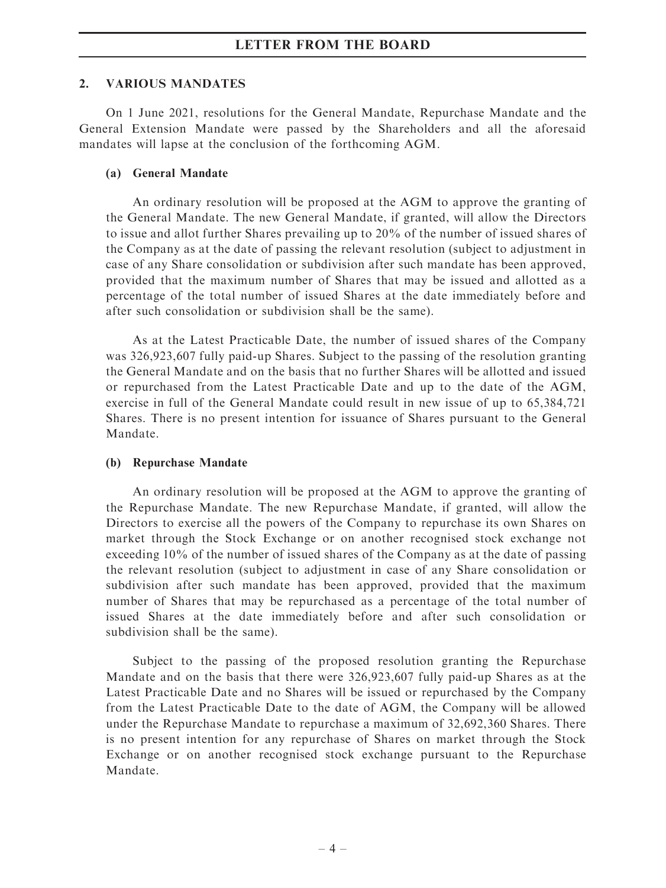## 2. VARIOUS MANDATES

On 1 June 2021, resolutions for the General Mandate, Repurchase Mandate and the General Extension Mandate were passed by the Shareholders and all the aforesaid mandates will lapse at the conclusion of the forthcoming AGM.

### (a) General Mandate

An ordinary resolution will be proposed at the AGM to approve the granting of the General Mandate. The new General Mandate, if granted, will allow the Directors to issue and allot further Shares prevailing up to 20% of the number of issued shares of the Company as at the date of passing the relevant resolution (subject to adjustment in case of any Share consolidation or subdivision after such mandate has been approved, provided that the maximum number of Shares that may be issued and allotted as a percentage of the total number of issued Shares at the date immediately before and after such consolidation or subdivision shall be the same).

As at the Latest Practicable Date, the number of issued shares of the Company was 326,923,607 fully paid-up Shares. Subject to the passing of the resolution granting the General Mandate and on the basis that no further Shares will be allotted and issued or repurchased from the Latest Practicable Date and up to the date of the AGM, exercise in full of the General Mandate could result in new issue of up to 65,384,721 Shares. There is no present intention for issuance of Shares pursuant to the General Mandate.

### (b) Repurchase Mandate

An ordinary resolution will be proposed at the AGM to approve the granting of the Repurchase Mandate. The new Repurchase Mandate, if granted, will allow the Directors to exercise all the powers of the Company to repurchase its own Shares on market through the Stock Exchange or on another recognised stock exchange not exceeding 10% of the number of issued shares of the Company as at the date of passing the relevant resolution (subject to adjustment in case of any Share consolidation or subdivision after such mandate has been approved, provided that the maximum number of Shares that may be repurchased as a percentage of the total number of issued Shares at the date immediately before and after such consolidation or subdivision shall be the same).

Subject to the passing of the proposed resolution granting the Repurchase Mandate and on the basis that there were 326,923,607 fully paid-up Shares as at the Latest Practicable Date and no Shares will be issued or repurchased by the Company from the Latest Practicable Date to the date of AGM, the Company will be allowed under the Repurchase Mandate to repurchase a maximum of 32,692,360 Shares. There is no present intention for any repurchase of Shares on market through the Stock Exchange or on another recognised stock exchange pursuant to the Repurchase Mandate.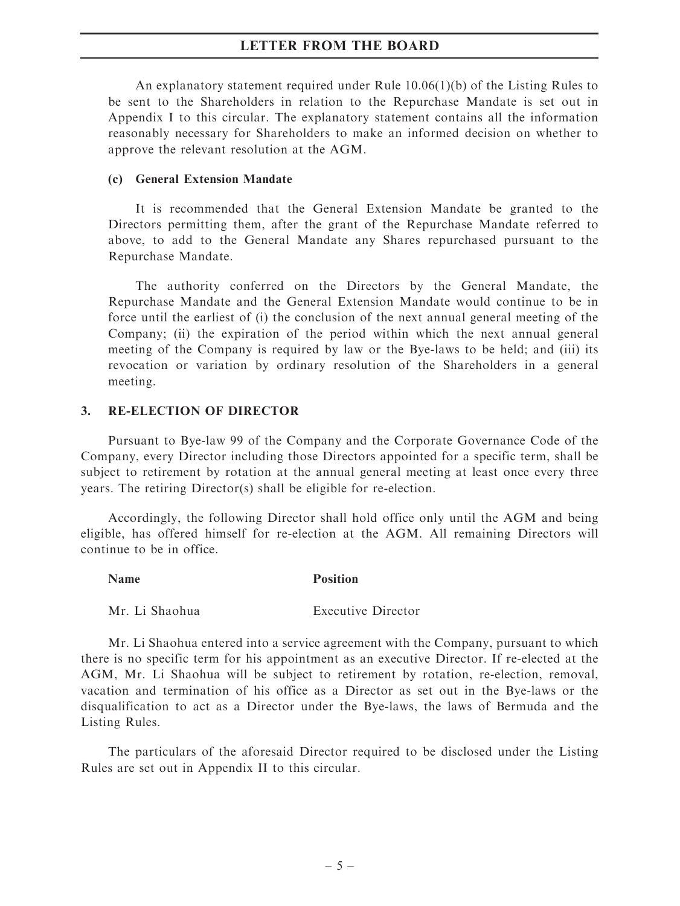An explanatory statement required under Rule 10.06(1)(b) of the Listing Rules to be sent to the Shareholders in relation to the Repurchase Mandate is set out in Appendix I to this circular. The explanatory statement contains all the information reasonably necessary for Shareholders to make an informed decision on whether to approve the relevant resolution at the AGM.

### (c) General Extension Mandate

It is recommended that the General Extension Mandate be granted to the Directors permitting them, after the grant of the Repurchase Mandate referred to above, to add to the General Mandate any Shares repurchased pursuant to the Repurchase Mandate.

The authority conferred on the Directors by the General Mandate, the Repurchase Mandate and the General Extension Mandate would continue to be in force until the earliest of (i) the conclusion of the next annual general meeting of the Company; (ii) the expiration of the period within which the next annual general meeting of the Company is required by law or the Bye-laws to be held; and (iii) its revocation or variation by ordinary resolution of the Shareholders in a general meeting.

## 3. RE-ELECTION OF DIRECTOR

Pursuant to Bye-law 99 of the Company and the Corporate Governance Code of the Company, every Director including those Directors appointed for a specific term, shall be subject to retirement by rotation at the annual general meeting at least once every three years. The retiring Director(s) shall be eligible for re-election.

Accordingly, the following Director shall hold office only until the AGM and being eligible, has offered himself for re-election at the AGM. All remaining Directors will continue to be in office.

| Name | Position |
|---|---|
| Mr. Li Shaohua | Executive Director |

Mr. Li Shaohua entered into a service agreement with the Company, pursuant to which there is no specific term for his appointment as an executive Director. If re-elected at the AGM, Mr. Li Shaohua will be subject to retirement by rotation, re-election, removal, vacation and termination of his office as a Director as set out in the Bye-laws or the disqualification to act as a Director under the Bye-laws, the laws of Bermuda and the Listing Rules.

The particulars of the aforesaid Director required to be disclosed under the Listing Rules are set out in Appendix II to this circular.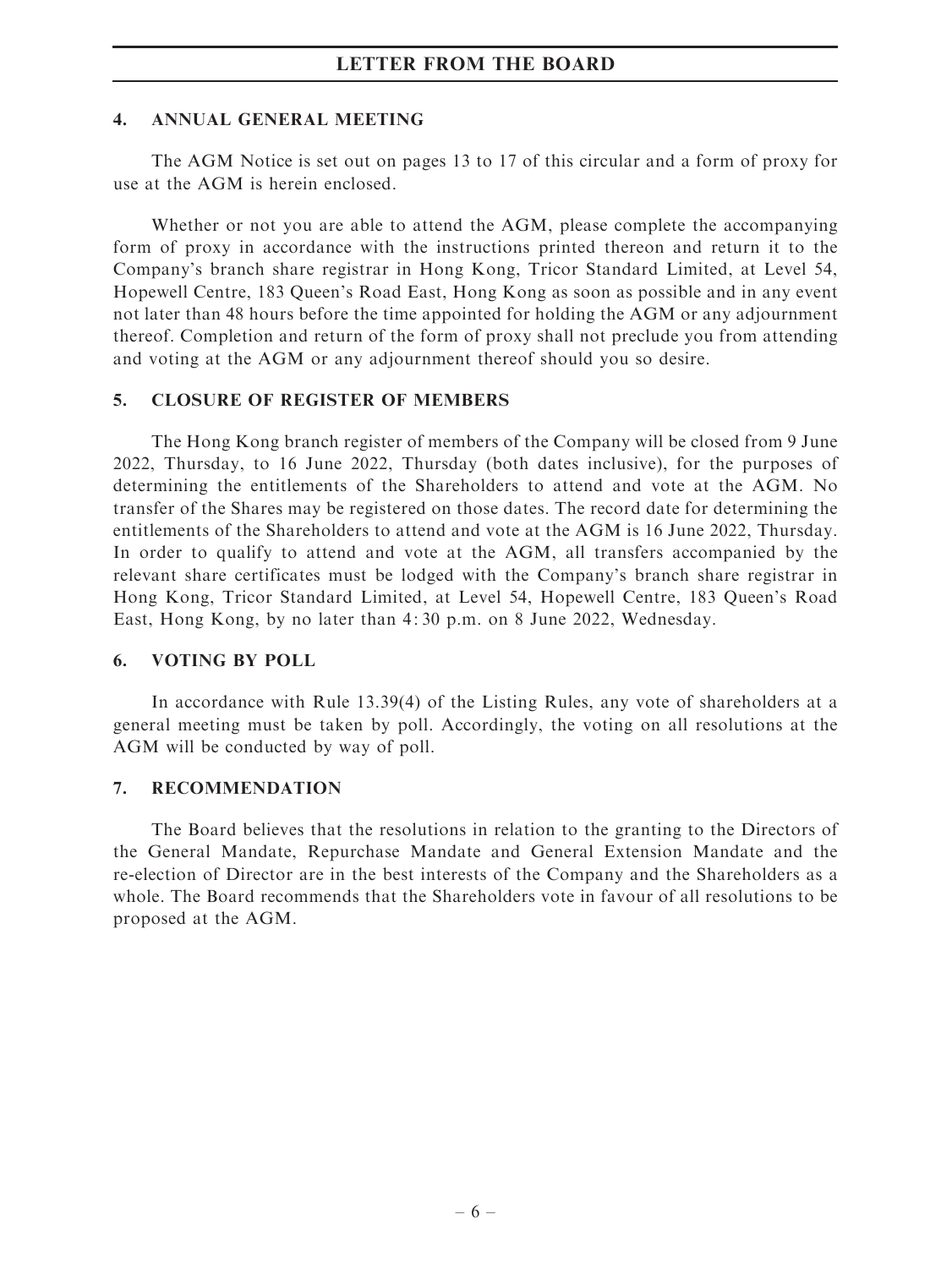## 4. ANNUAL GENERAL MEETING

The AGM Notice is set out on pages 13 to 17 of this circular and a form of proxy for use at the AGM is herein enclosed.

Whether or not you are able to attend the AGM, please complete the accompanying form of proxy in accordance with the instructions printed thereon and return it to the Company's branch share registrar in Hong Kong, Tricor Standard Limited, at Level 54, Hopewell Centre, 183 Queen's Road East, Hong Kong as soon as possible and in any event not later than 48 hours before the time appointed for holding the AGM or any adjournment thereof. Completion and return of the form of proxy shall not preclude you from attending and voting at the AGM or any adjournment thereof should you so desire.

## 5. CLOSURE OF REGISTER OF MEMBERS

The Hong Kong branch register of members of the Company will be closed from 9 June 2022, Thursday, to 16 June 2022, Thursday (both dates inclusive), for the purposes of determining the entitlements of the Shareholders to attend and vote at the AGM. No transfer of the Shares may be registered on those dates. The record date for determining the entitlements of the Shareholders to attend and vote at the AGM is 16 June 2022, Thursday. In order to qualify to attend and vote at the AGM, all transfers accompanied by the relevant share certificates must be lodged with the Company's branch share registrar in Hong Kong, Tricor Standard Limited, at Level 54, Hopewell Centre, 183 Queen's Road East, Hong Kong, by no later than 4:30 p.m. on 8 June 2022, Wednesday.

## 6. VOTING BY POLL

In accordance with Rule 13.39(4) of the Listing Rules, any vote of shareholders at a general meeting must be taken by poll. Accordingly, the voting on all resolutions at the AGM will be conducted by way of poll.

## 7. RECOMMENDATION

The Board believes that the resolutions in relation to the granting to the Directors of the General Mandate, Repurchase Mandate and General Extension Mandate and the re-election of Director are in the best interests of the Company and the Shareholders as a whole. The Board recommends that the Shareholders vote in favour of all resolutions to be proposed at the AGM.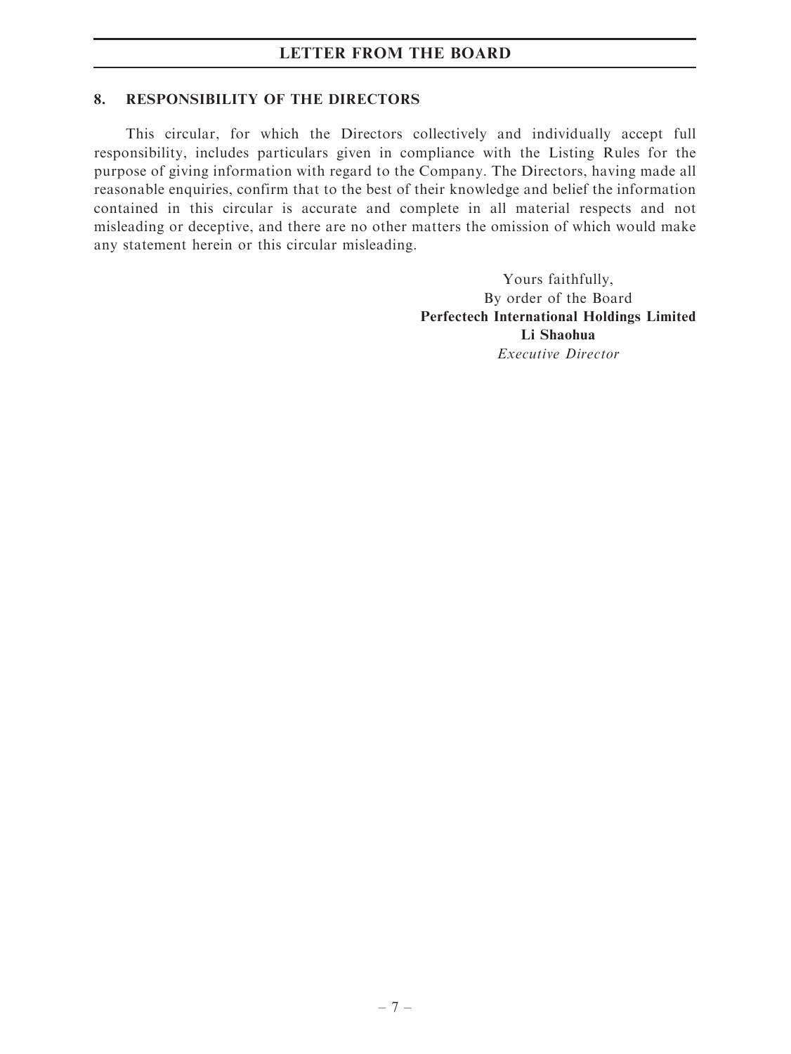## 8. RESPONSIBILITY OF THE DIRECTORS

This circular, for which the Directors collectively and individually accept full responsibility, includes particulars given in compliance with the Listing Rules for the purpose of giving information with regard to the Company. The Directors, having made all reasonable enquiries, confirm that to the best of their knowledge and belief the information contained in this circular is accurate and complete in all material respects and not misleading or deceptive, and there are no other matters the omission of which would make any statement herein or this circular misleading.

Yours faithfully,
By order of the Board
**Perfectech International Holdings Limited**
**Li Shaohua**
*Executive Director*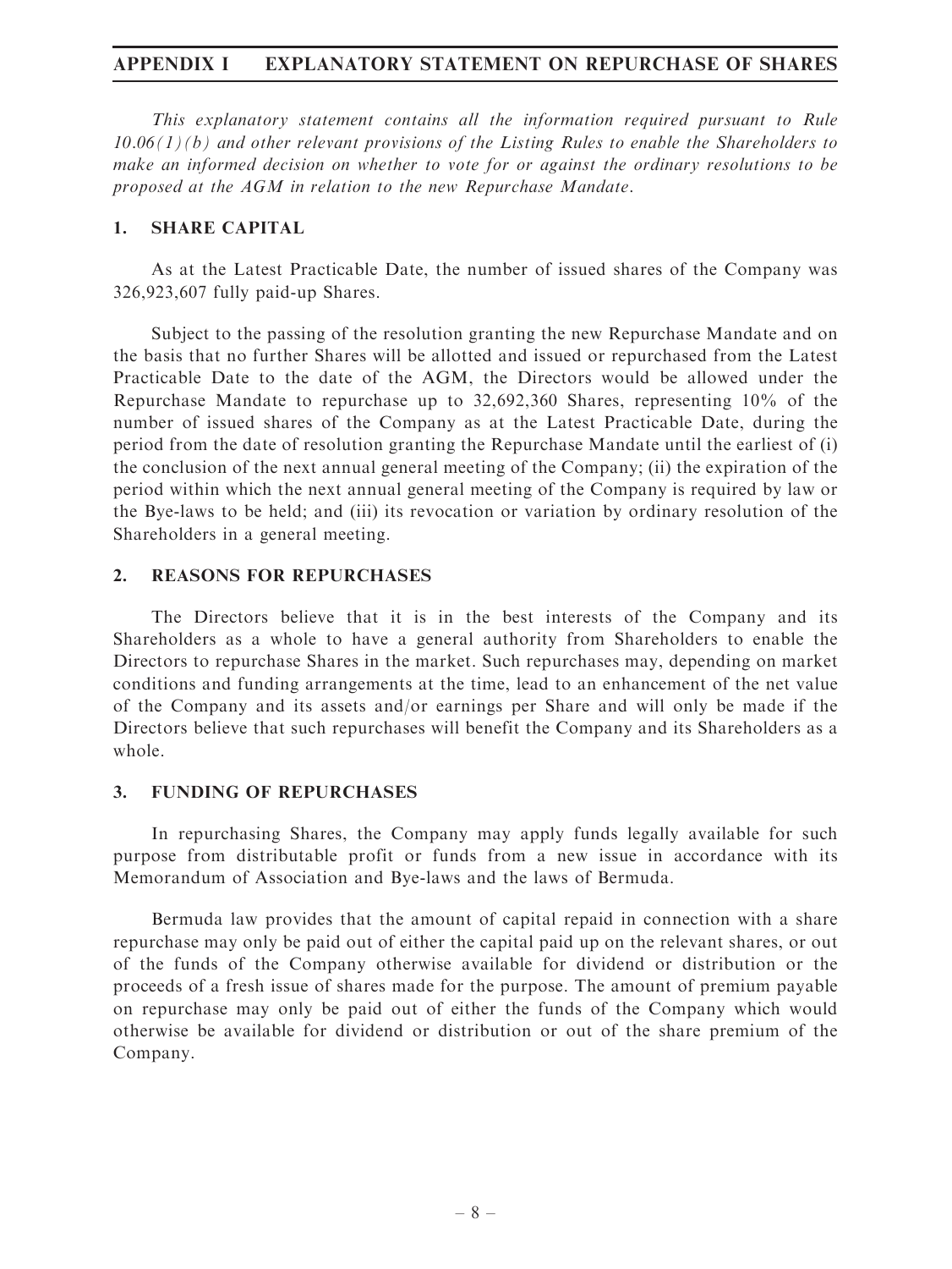# APPENDIX I EXPLANATORY STATEMENT ON REPURCHASE OF SHARES

*This explanatory statement contains all the information required pursuant to Rule 10.06(1)(b) and other relevant provisions of the Listing Rules to enable the Shareholders to make an informed decision on whether to vote for or against the ordinary resolutions to be proposed at the AGM in relation to the new Repurchase Mandate.*

## 1. SHARE CAPITAL

As at the Latest Practicable Date, the number of issued shares of the Company was 326,923,607 fully paid-up Shares.

Subject to the passing of the resolution granting the new Repurchase Mandate and on the basis that no further Shares will be allotted and issued or repurchased from the Latest Practicable Date to the date of the AGM, the Directors would be allowed under the Repurchase Mandate to repurchase up to 32,692,360 Shares, representing 10% of the number of issued shares of the Company as at the Latest Practicable Date, during the period from the date of resolution granting the Repurchase Mandate until the earliest of (i) the conclusion of the next annual general meeting of the Company; (ii) the expiration of the period within which the next annual general meeting of the Company is required by law or the Bye-laws to be held; and (iii) its revocation or variation by ordinary resolution of the Shareholders in a general meeting.

## 2. REASONS FOR REPURCHASES

The Directors believe that it is in the best interests of the Company and its Shareholders as a whole to have a general authority from Shareholders to enable the Directors to repurchase Shares in the market. Such repurchases may, depending on market conditions and funding arrangements at the time, lead to an enhancement of the net value of the Company and its assets and/or earnings per Share and will only be made if the Directors believe that such repurchases will benefit the Company and its Shareholders as a whole.

## 3. FUNDING OF REPURCHASES

In repurchasing Shares, the Company may apply funds legally available for such purpose from distributable profit or funds from a new issue in accordance with its Memorandum of Association and Bye-laws and the laws of Bermuda.

Bermuda law provides that the amount of capital repaid in connection with a share repurchase may only be paid out of either the capital paid up on the relevant shares, or out of the funds of the Company otherwise available for dividend or distribution or the proceeds of a fresh issue of shares made for the purpose. The amount of premium payable on repurchase may only be paid out of either the funds of the Company which would otherwise be available for dividend or distribution or out of the share premium of the Company.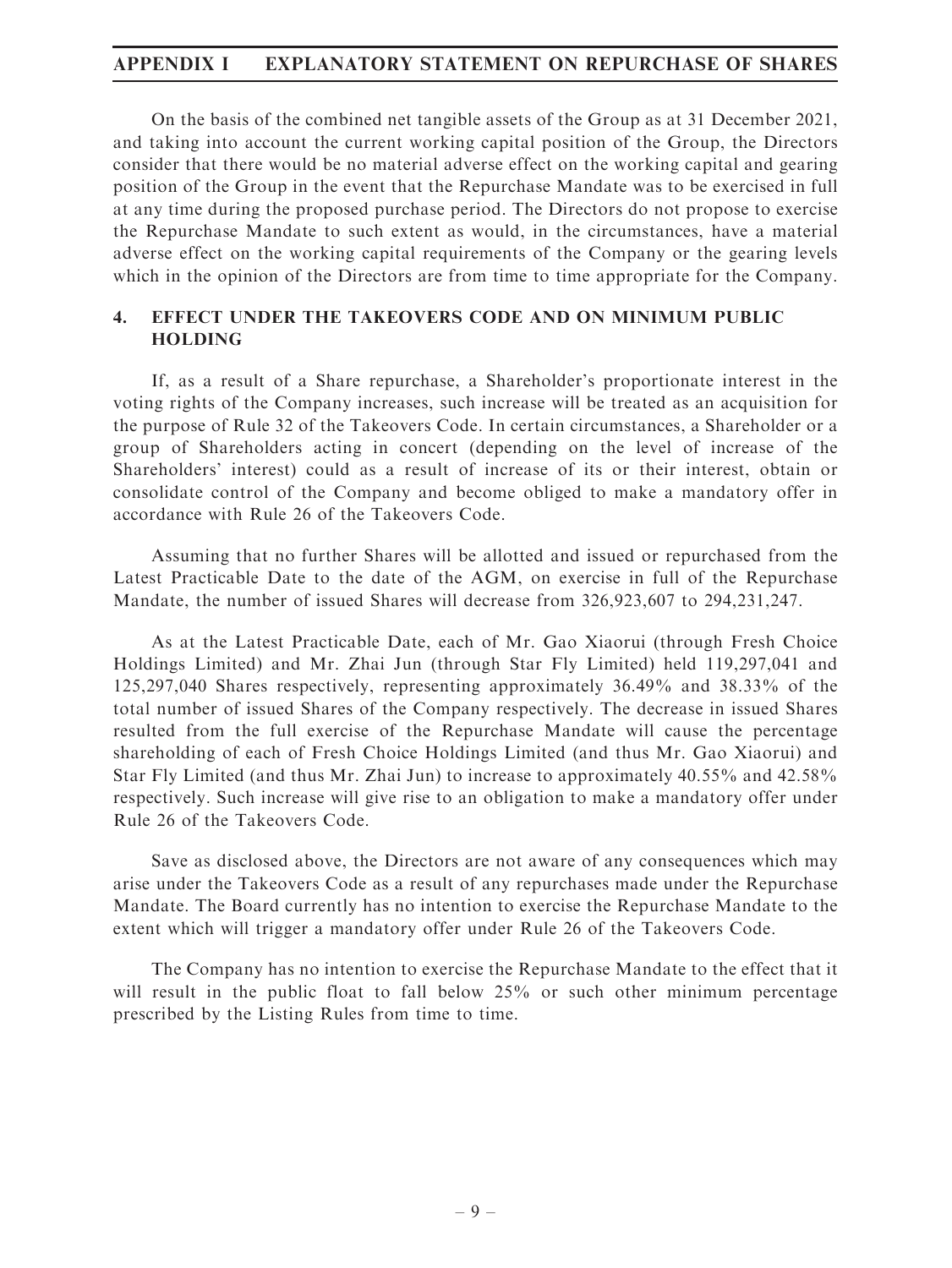On the basis of the combined net tangible assets of the Group as at 31 December 2021, and taking into account the current working capital position of the Group, the Directors consider that there would be no material adverse effect on the working capital and gearing position of the Group in the event that the Repurchase Mandate was to be exercised in full at any time during the proposed purchase period. The Directors do not propose to exercise the Repurchase Mandate to such extent as would, in the circumstances, have a material adverse effect on the working capital requirements of the Company or the gearing levels which in the opinion of the Directors are from time to time appropriate for the Company.

## 4. EFFECT UNDER THE TAKEOVERS CODE AND ON MINIMUM PUBLIC HOLDING

If, as a result of a Share repurchase, a Shareholder's proportionate interest in the voting rights of the Company increases, such increase will be treated as an acquisition for the purpose of Rule 32 of the Takeovers Code. In certain circumstances, a Shareholder or a group of Shareholders acting in concert (depending on the level of increase of the Shareholders' interest) could as a result of increase of its or their interest, obtain or consolidate control of the Company and become obliged to make a mandatory offer in accordance with Rule 26 of the Takeovers Code.

Assuming that no further Shares will be allotted and issued or repurchased from the Latest Practicable Date to the date of the AGM, on exercise in full of the Repurchase Mandate, the number of issued Shares will decrease from 326,923,607 to 294,231,247.

As at the Latest Practicable Date, each of Mr. Gao Xiaorui (through Fresh Choice Holdings Limited) and Mr. Zhai Jun (through Star Fly Limited) held 119,297,041 and 125,297,040 Shares respectively, representing approximately 36.49% and 38.33% of the total number of issued Shares of the Company respectively. The decrease in issued Shares resulted from the full exercise of the Repurchase Mandate will cause the percentage shareholding of each of Fresh Choice Holdings Limited (and thus Mr. Gao Xiaorui) and Star Fly Limited (and thus Mr. Zhai Jun) to increase to approximately 40.55% and 42.58% respectively. Such increase will give rise to an obligation to make a mandatory offer under Rule 26 of the Takeovers Code.

Save as disclosed above, the Directors are not aware of any consequences which may arise under the Takeovers Code as a result of any repurchases made under the Repurchase Mandate. The Board currently has no intention to exercise the Repurchase Mandate to the extent which will trigger a mandatory offer under Rule 26 of the Takeovers Code.

The Company has no intention to exercise the Repurchase Mandate to the effect that it will result in the public float to fall below 25% or such other minimum percentage prescribed by the Listing Rules from time to time.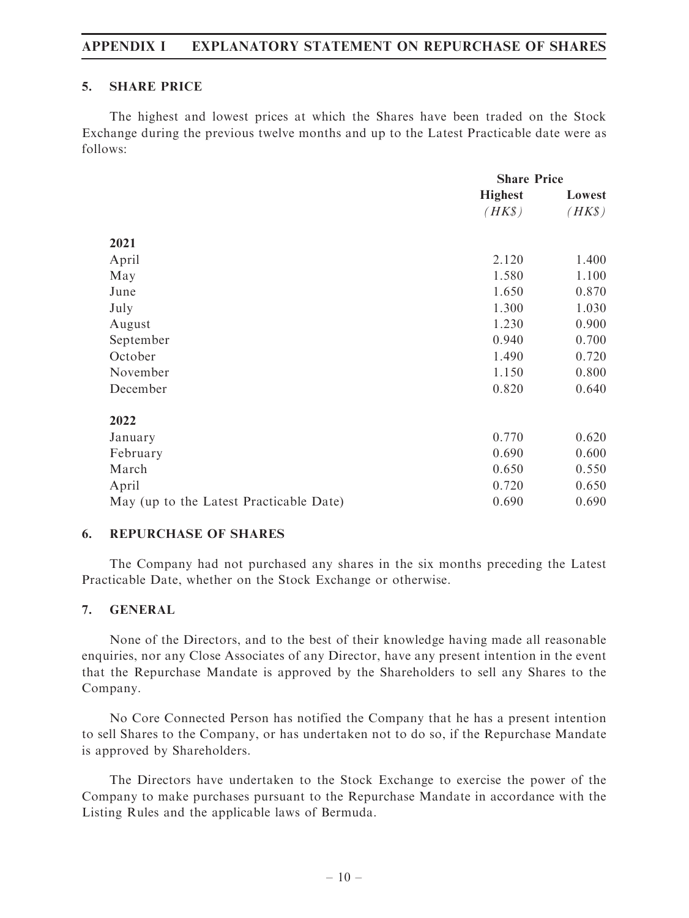## 5. SHARE PRICE

The highest and lowest prices at which the Shares have been traded on the Stock Exchange during the previous twelve months and up to the Latest Practicable date were as follows:

| | Share Price | |
|---|---|---|
| | Highest | Lowest |
| | *(HK$)* | *(HK$)* |
| **2021** | | |
| April | 2.120 | 1.400 |
| May | 1.580 | 1.100 |
| June | 1.650 | 0.870 |
| July | 1.300 | 1.030 |
| August | 1.230 | 0.900 |
| September | 0.940 | 0.700 |
| October | 1.490 | 0.720 |
| November | 1.150 | 0.800 |
| December | 0.820 | 0.640 |
| **2022** | | |
| January | 0.770 | 0.620 |
| February | 0.690 | 0.600 |
| March | 0.650 | 0.550 |
| April | 0.720 | 0.650 |
| May (up to the Latest Practicable Date) | 0.690 | 0.690 |

## 6. REPURCHASE OF SHARES

The Company had not purchased any shares in the six months preceding the Latest Practicable Date, whether on the Stock Exchange or otherwise.

## 7. GENERAL

None of the Directors, and to the best of their knowledge having made all reasonable enquiries, nor any Close Associates of any Director, have any present intention in the event that the Repurchase Mandate is approved by the Shareholders to sell any Shares to the Company.

No Core Connected Person has notified the Company that he has a present intention to sell Shares to the Company, or has undertaken not to do so, if the Repurchase Mandate is approved by Shareholders.

The Directors have undertaken to the Stock Exchange to exercise the power of the Company to make purchases pursuant to the Repurchase Mandate in accordance with the Listing Rules and the applicable laws of Bermuda.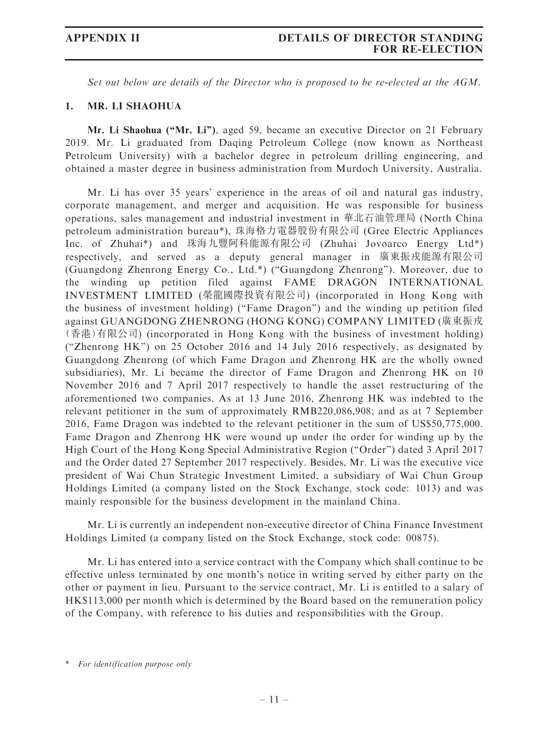Set out below are details of the Director who is proposed to be re-elected at the AGM.

## 1. MR. LI SHAOHUA

**Mr. Li Shaohua ("Mr. Li")**, aged 59, became an executive Director on 21 February 2019. Mr. Li graduated from Daqing Petroleum College (now known as Northeast Petroleum University) with a bachelor degree in petroleum drilling engineering, and obtained a master degree in business administration from Murdoch University, Australia.

Mr. Li has over 35 years' experience in the areas of oil and natural gas industry, corporate management, and merger and acquisition. He was responsible for business operations, sales management and industrial investment in 華北石油管理局 (North China petroleum administration bureau*), 珠海格力電器股份有限公司 (Gree Electric Appliances Inc. of Zhuhai*) and 珠海九豐阿科能源有限公司 (Zhuhai Jovoarco Energy Ltd*) respectively, and served as a deputy general manager in 廣東振戎能源有限公司 (Guangdong Zhenrong Energy Co., Ltd.*) ("Guangdong Zhenrong"). Moreover, due to the winding up petition filed against FAME DRAGON INTERNATIONAL INVESTMENT LIMITED (榮龍國際投資有限公司) (incorporated in Hong Kong with the business of investment holding) ("Fame Dragon") and the winding up petition filed against GUANGDONG ZHENRONG (HONG KONG) COMPANY LIMITED (廣東振戎(香港)有限公司) (incorporated in Hong Kong with the business of investment holding) ("Zhenrong HK") on 25 October 2016 and 14 July 2016 respectively, as designated by Guangdong Zhenrong (of which Fame Dragon and Zhenrong HK are the wholly owned subsidiaries), Mr. Li became the director of Fame Dragon and Zhenrong HK on 10 November 2016 and 7 April 2017 respectively to handle the asset restructuring of the aforementioned two companies. As at 13 June 2016, Zhenrong HK was indebted to the relevant petitioner in the sum of approximately RMB220,086,908; and as at 7 September 2016, Fame Dragon was indebted to the relevant petitioner in the sum of US$50,775,000. Fame Dragon and Zhenrong HK were wound up under the order for winding up by the High Court of the Hong Kong Special Administrative Region ("Order") dated 3 April 2017 and the Order dated 27 September 2017 respectively. Besides, Mr. Li was the executive vice president of Wai Chun Strategic Investment Limited, a subsidiary of Wai Chun Group Holdings Limited (a company listed on the Stock Exchange, stock code: 1013) and was mainly responsible for the business development in the mainland China.

Mr. Li is currently an independent non-executive director of China Finance Investment Holdings Limited (a company listed on the Stock Exchange, stock code: 00875).

Mr. Li has entered into a service contract with the Company which shall continue to be effective unless terminated by one month's notice in writing served by either party on the other or payment in lieu. Pursuant to the service contract, Mr. Li is entitled to a salary of HK$113,000 per month which is determined by the Board based on the remuneration policy of the Company, with reference to his duties and responsibilities with the Group.

\* *For identification purpose only*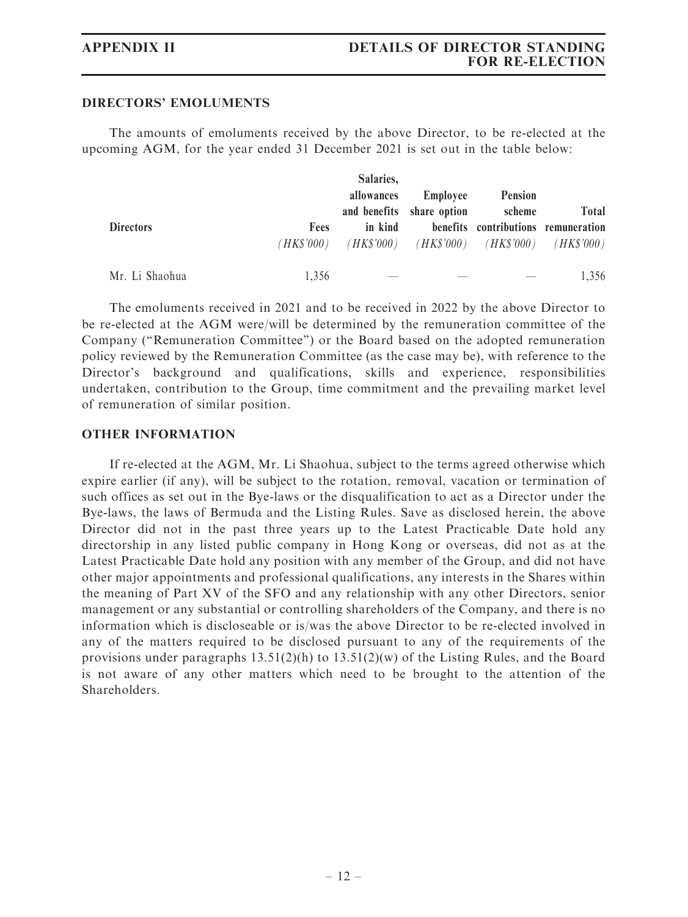## DIRECTORS' EMOLUMENTS

The amounts of emoluments received by the above Director, to be re-elected at the upcoming AGM, for the year ended 31 December 2021 is set out in the table below:

| Directors | Fees | Salaries, allowances and benefits in kind | Employee share option benefits | Pension scheme contributions | Total remuneration |
|---|---|---|---|---|---|
| | *(HK$'000)* | *(HK$'000)* | *(HK$'000)* | *(HK$'000)* | *(HK$'000)* |
| Mr. Li Shaohua | 1,356 | — | — | — | 1,356 |

The emoluments received in 2021 and to be received in 2022 by the above Director to be re-elected at the AGM were/will be determined by the remuneration committee of the Company ("Remuneration Committee") or the Board based on the adopted remuneration policy reviewed by the Remuneration Committee (as the case may be), with reference to the Director's background and qualifications, skills and experience, responsibilities undertaken, contribution to the Group, time commitment and the prevailing market level of remuneration of similar position.

## OTHER INFORMATION

If re-elected at the AGM, Mr. Li Shaohua, subject to the terms agreed otherwise which expire earlier (if any), will be subject to the rotation, removal, vacation or termination of such offices as set out in the Bye-laws or the disqualification to act as a Director under the Bye-laws, the laws of Bermuda and the Listing Rules. Save as disclosed herein, the above Director did not in the past three years up to the Latest Practicable Date hold any directorship in any listed public company in Hong Kong or overseas, did not as at the Latest Practicable Date hold any position with any member of the Group, and did not have other major appointments and professional qualifications, any interests in the Shares within the meaning of Part XV of the SFO and any relationship with any other Directors, senior management or any substantial or controlling shareholders of the Company, and there is no information which is discloseable or is/was the above Director to be re-elected involved in any of the matters required to be disclosed pursuant to any of the requirements of the provisions under paragraphs 13.51(2)(h) to 13.51(2)(w) of the Listing Rules, and the Board is not aware of any other matters which need to be brought to the attention of the Shareholders.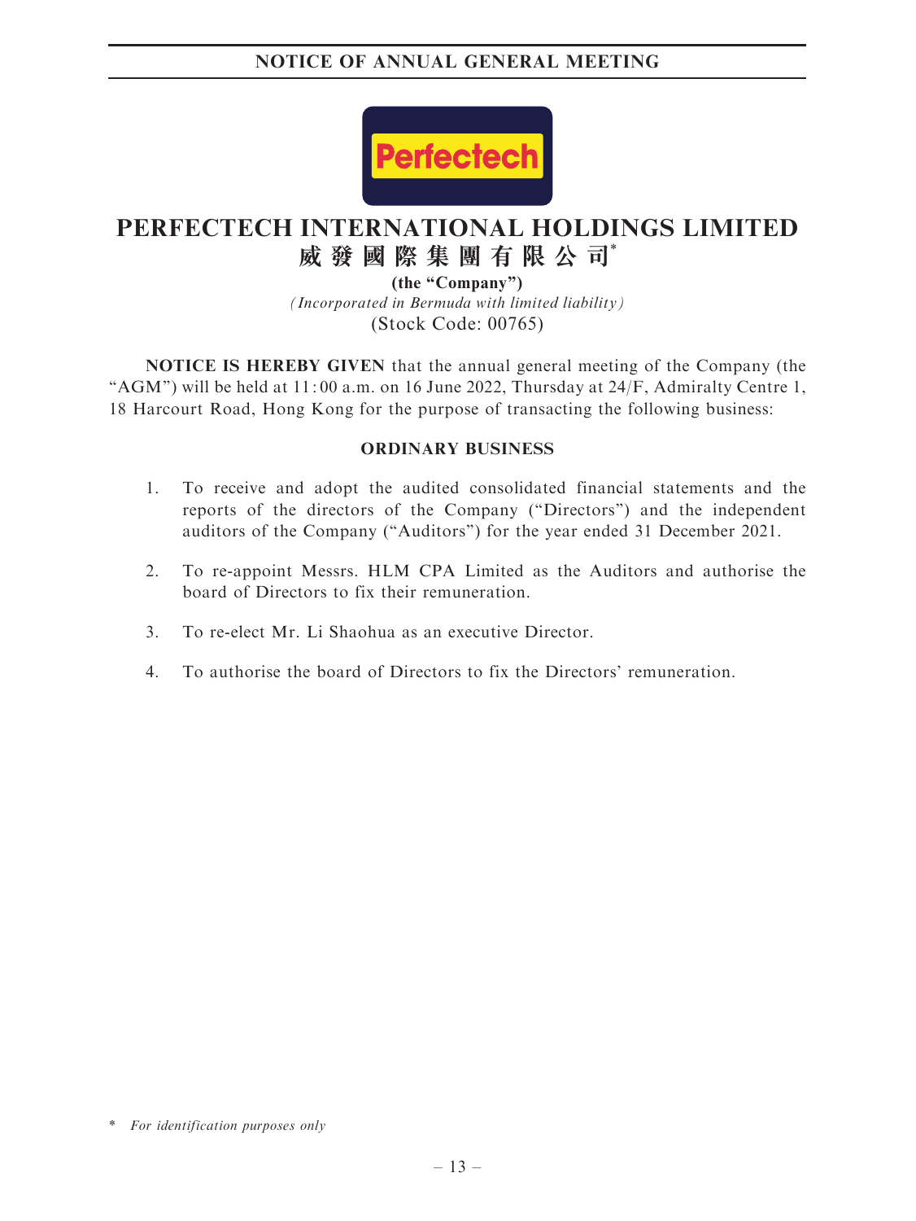# NOTICE OF ANNUAL GENERAL MEETING

Perfectech

# PERFECTECH INTERNATIONAL HOLDINGS LIMITED
# 威發國際集團有限公司*

**(the "Company")**

*(Incorporated in Bermuda with limited liability)*

(Stock Code: 00765)

**NOTICE IS HEREBY GIVEN** that the annual general meeting of the Company (the "AGM") will be held at 11:00 a.m. on 16 June 2022, Thursday at 24/F, Admiralty Centre 1, 18 Harcourt Road, Hong Kong for the purpose of transacting the following business:

## ORDINARY BUSINESS

1. To receive and adopt the audited consolidated financial statements and the reports of the directors of the Company ("Directors") and the independent auditors of the Company ("Auditors") for the year ended 31 December 2021.

2. To re-appoint Messrs. HLM CPA Limited as the Auditors and authorise the board of Directors to fix their remuneration.

3. To re-elect Mr. Li Shaohua as an executive Director.

4. To authorise the board of Directors to fix the Directors' remuneration.

\* *For identification purposes only*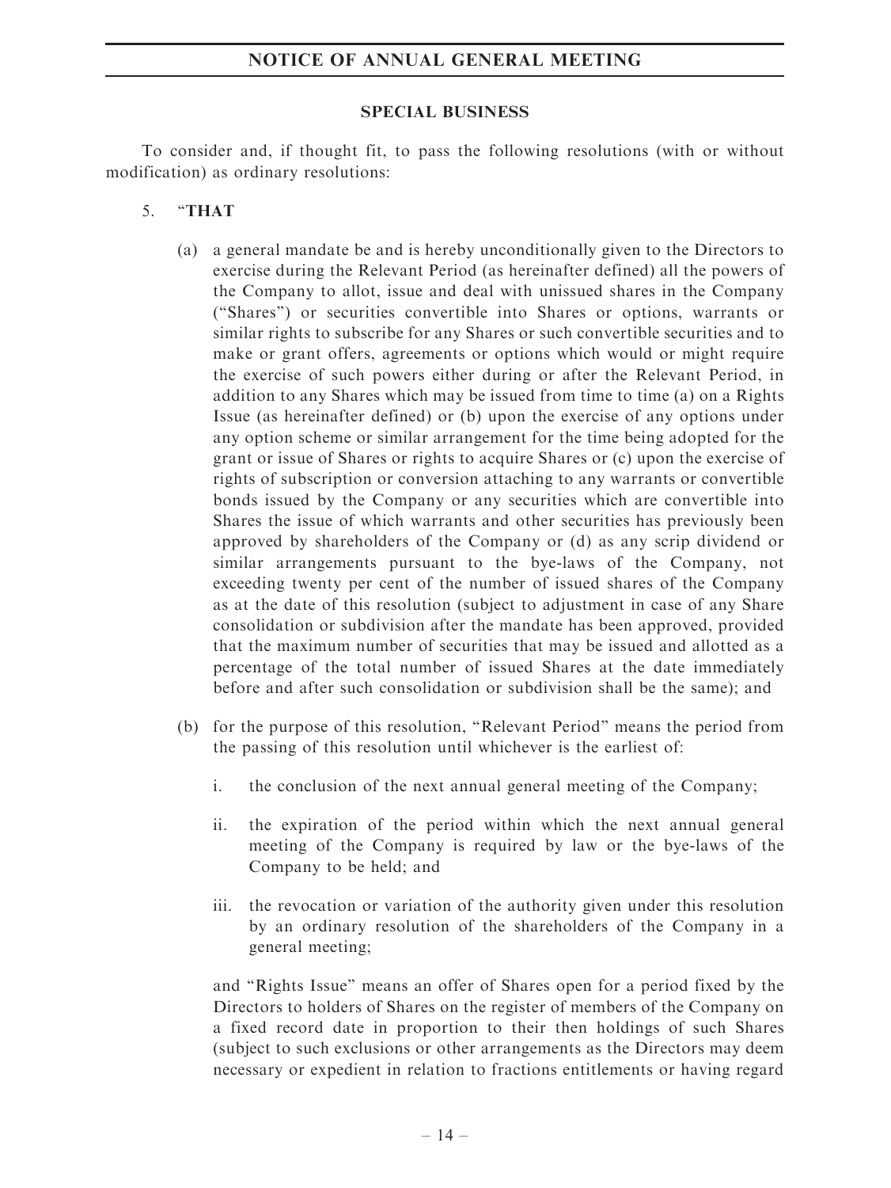## SPECIAL BUSINESS

To consider and, if thought fit, to pass the following resolutions (with or without modification) as ordinary resolutions:

5. "**THAT**

   (a) a general mandate be and is hereby unconditionally given to the Directors to exercise during the Relevant Period (as hereinafter defined) all the powers of the Company to allot, issue and deal with unissued shares in the Company ("Shares") or securities convertible into Shares or options, warrants or similar rights to subscribe for any Shares or such convertible securities and to make or grant offers, agreements or options which would or might require the exercise of such powers either during or after the Relevant Period, in addition to any Shares which may be issued from time to time (a) on a Rights Issue (as hereinafter defined) or (b) upon the exercise of any options under any option scheme or similar arrangement for the time being adopted for the grant or issue of Shares or rights to acquire Shares or (c) upon the exercise of rights of subscription or conversion attaching to any warrants or convertible bonds issued by the Company or any securities which are convertible into Shares the issue of which warrants and other securities has previously been approved by shareholders of the Company or (d) as any scrip dividend or similar arrangements pursuant to the bye-laws of the Company, not exceeding twenty per cent of the number of issued shares of the Company as at the date of this resolution (subject to adjustment in case of any Share consolidation or subdivision after the mandate has been approved, provided that the maximum number of securities that may be issued and allotted as a percentage of the total number of issued Shares at the date immediately before and after such consolidation or subdivision shall be the same); and

   (b) for the purpose of this resolution, "Relevant Period" means the period from the passing of this resolution until whichever is the earliest of:

      i. the conclusion of the next annual general meeting of the Company;

      ii. the expiration of the period within which the next annual general meeting of the Company is required by law or the bye-laws of the Company to be held; and

      iii. the revocation or variation of the authority given under this resolution by an ordinary resolution of the shareholders of the Company in a general meeting;

   and "Rights Issue" means an offer of Shares open for a period fixed by the Directors to holders of Shares on the register of members of the Company on a fixed record date in proportion to their then holdings of such Shares (subject to such exclusions or other arrangements as the Directors may deem necessary or expedient in relation to fractions entitlements or having regard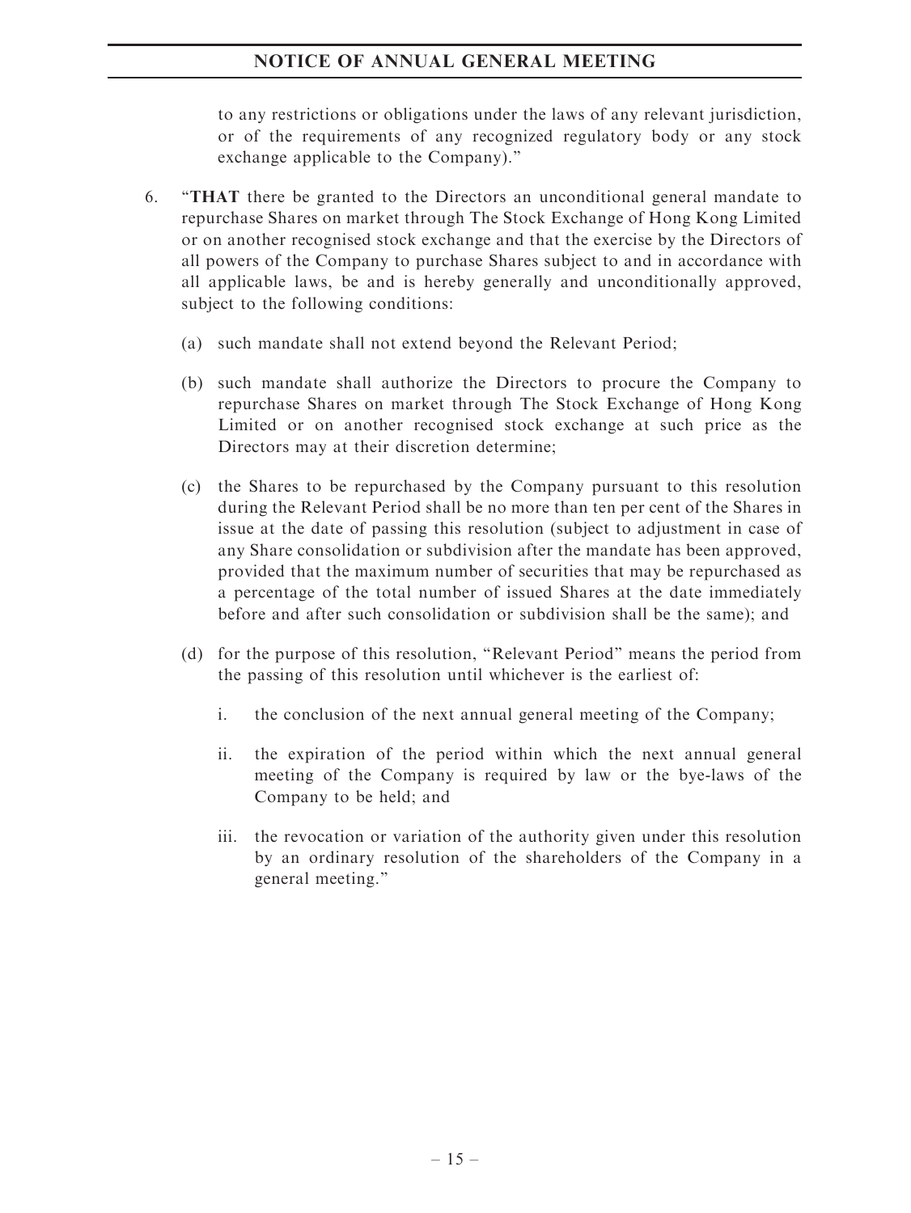to any restrictions or obligations under the laws of any relevant jurisdiction, or of the requirements of any recognized regulatory body or any stock exchange applicable to the Company)."

6. "**THAT** there be granted to the Directors an unconditional general mandate to repurchase Shares on market through The Stock Exchange of Hong Kong Limited or on another recognised stock exchange and that the exercise by the Directors of all powers of the Company to purchase Shares subject to and in accordance with all applicable laws, be and is hereby generally and unconditionally approved, subject to the following conditions:

   (a) such mandate shall not extend beyond the Relevant Period;

   (b) such mandate shall authorize the Directors to procure the Company to repurchase Shares on market through The Stock Exchange of Hong Kong Limited or on another recognised stock exchange at such price as the Directors may at their discretion determine;

   (c) the Shares to be repurchased by the Company pursuant to this resolution during the Relevant Period shall be no more than ten per cent of the Shares in issue at the date of passing this resolution (subject to adjustment in case of any Share consolidation or subdivision after the mandate has been approved, provided that the maximum number of securities that may be repurchased as a percentage of the total number of issued Shares at the date immediately before and after such consolidation or subdivision shall be the same); and

   (d) for the purpose of this resolution, "Relevant Period" means the period from the passing of this resolution until whichever is the earliest of:

      i. the conclusion of the next annual general meeting of the Company;

      ii. the expiration of the period within which the next annual general meeting of the Company is required by law or the bye-laws of the Company to be held; and

      iii. the revocation or variation of the authority given under this resolution by an ordinary resolution of the shareholders of the Company in a general meeting."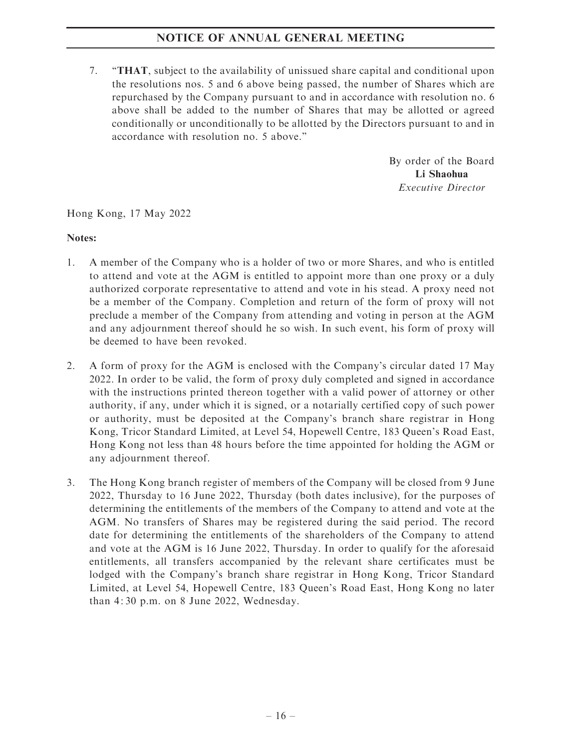7. "**THAT**, subject to the availability of unissued share capital and conditional upon the resolutions nos. 5 and 6 above being passed, the number of Shares which are repurchased by the Company pursuant to and in accordance with resolution no. 6 above shall be added to the number of Shares that may be allotted or agreed conditionally or unconditionally to be allotted by the Directors pursuant to and in accordance with resolution no. 5 above."

By order of the Board
**Li Shaohua**
*Executive Director*

Hong Kong, 17 May 2022

**Notes:**

1. A member of the Company who is a holder of two or more Shares, and who is entitled to attend and vote at the AGM is entitled to appoint more than one proxy or a duly authorized corporate representative to attend and vote in his stead. A proxy need not be a member of the Company. Completion and return of the form of proxy will not preclude a member of the Company from attending and voting in person at the AGM and any adjournment thereof should he so wish. In such event, his form of proxy will be deemed to have been revoked.

2. A form of proxy for the AGM is enclosed with the Company's circular dated 17 May 2022. In order to be valid, the form of proxy duly completed and signed in accordance with the instructions printed thereon together with a valid power of attorney or other authority, if any, under which it is signed, or a notarially certified copy of such power or authority, must be deposited at the Company's branch share registrar in Hong Kong, Tricor Standard Limited, at Level 54, Hopewell Centre, 183 Queen's Road East, Hong Kong not less than 48 hours before the time appointed for holding the AGM or any adjournment thereof.

3. The Hong Kong branch register of members of the Company will be closed from 9 June 2022, Thursday to 16 June 2022, Thursday (both dates inclusive), for the purposes of determining the entitlements of the members of the Company to attend and vote at the AGM. No transfers of Shares may be registered during the said period. The record date for determining the entitlements of the shareholders of the Company to attend and vote at the AGM is 16 June 2022, Thursday. In order to qualify for the aforesaid entitlements, all transfers accompanied by the relevant share certificates must be lodged with the Company's branch share registrar in Hong Kong, Tricor Standard Limited, at Level 54, Hopewell Centre, 183 Queen's Road East, Hong Kong no later than 4:30 p.m. on 8 June 2022, Wednesday.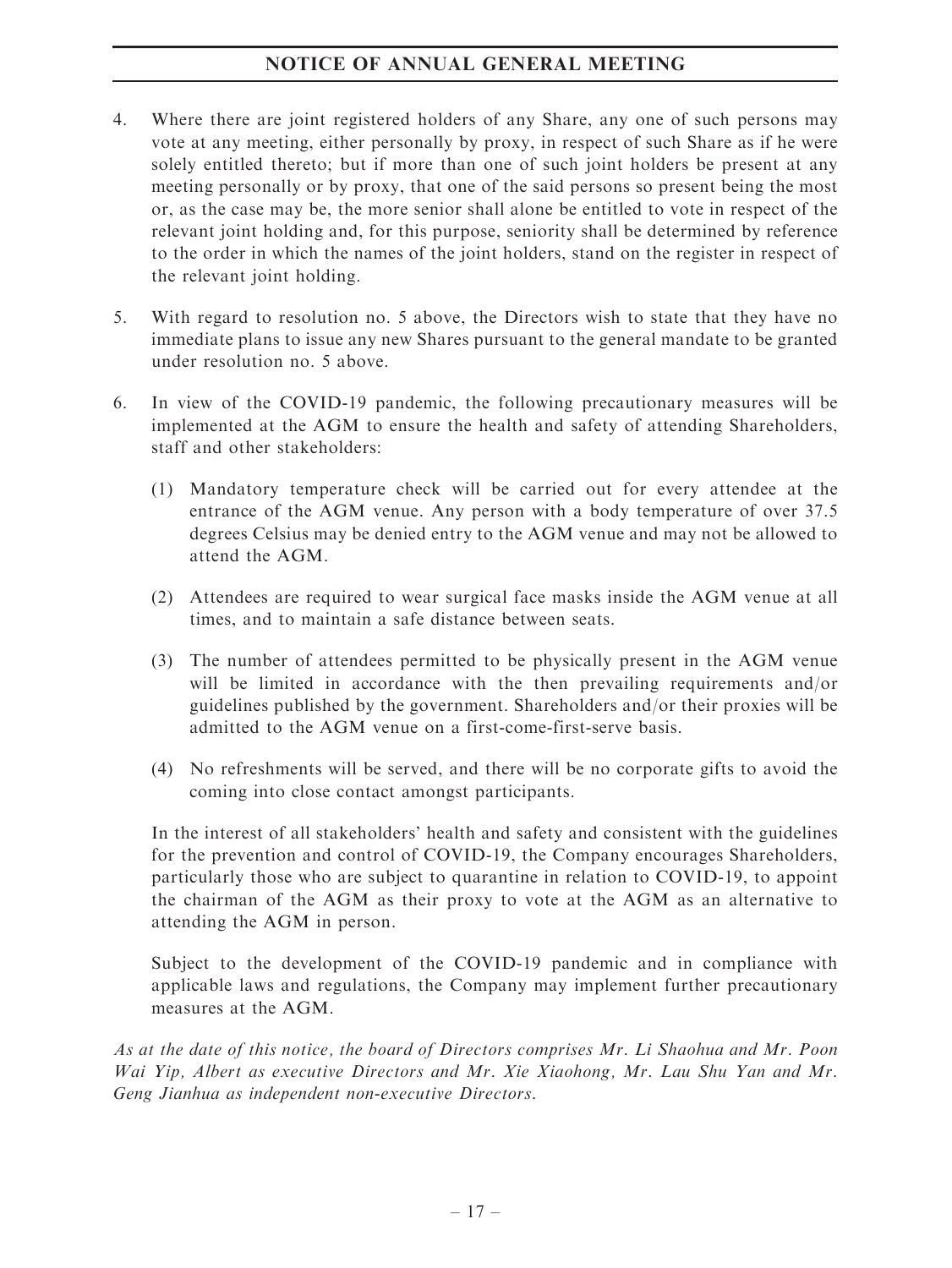4. Where there are joint registered holders of any Share, any one of such persons may vote at any meeting, either personally by proxy, in respect of such Share as if he were solely entitled thereto; but if more than one of such joint holders be present at any meeting personally or by proxy, that one of the said persons so present being the most or, as the case may be, the more senior shall alone be entitled to vote in respect of the relevant joint holding and, for this purpose, seniority shall be determined by reference to the order in which the names of the joint holders, stand on the register in respect of the relevant joint holding.

5. With regard to resolution no. 5 above, the Directors wish to state that they have no immediate plans to issue any new Shares pursuant to the general mandate to be granted under resolution no. 5 above.

6. In view of the COVID-19 pandemic, the following precautionary measures will be implemented at the AGM to ensure the health and safety of attending Shareholders, staff and other stakeholders:

   (1) Mandatory temperature check will be carried out for every attendee at the entrance of the AGM venue. Any person with a body temperature of over 37.5 degrees Celsius may be denied entry to the AGM venue and may not be allowed to attend the AGM.

   (2) Attendees are required to wear surgical face masks inside the AGM venue at all times, and to maintain a safe distance between seats.

   (3) The number of attendees permitted to be physically present in the AGM venue will be limited in accordance with the then prevailing requirements and/or guidelines published by the government. Shareholders and/or their proxies will be admitted to the AGM venue on a first-come-first-serve basis.

   (4) No refreshments will be served, and there will be no corporate gifts to avoid the coming into close contact amongst participants.

   In the interest of all stakeholders' health and safety and consistent with the guidelines for the prevention and control of COVID-19, the Company encourages Shareholders, particularly those who are subject to quarantine in relation to COVID-19, to appoint the chairman of the AGM as their proxy to vote at the AGM as an alternative to attending the AGM in person.

   Subject to the development of the COVID-19 pandemic and in compliance with applicable laws and regulations, the Company may implement further precautionary measures at the AGM.

*As at the date of this notice, the board of Directors comprises Mr. Li Shaohua and Mr. Poon Wai Yip, Albert as executive Directors and Mr. Xie Xiaohong, Mr. Lau Shu Yan and Mr. Geng Jianhua as independent non-executive Directors.*